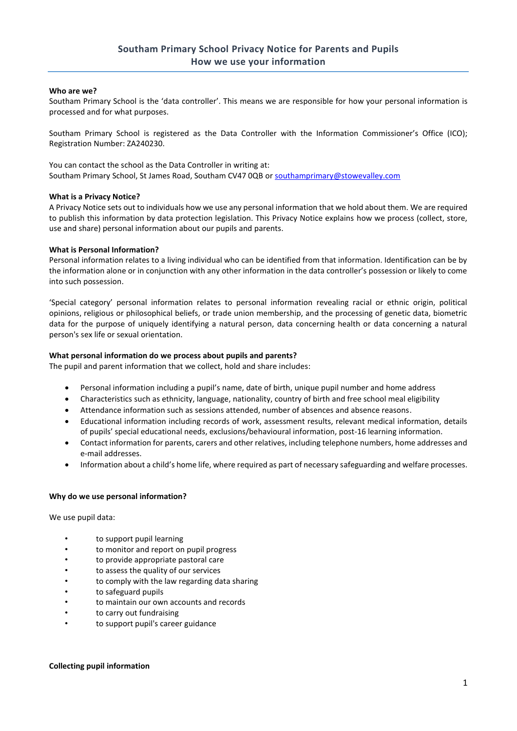# Southam Primary School Privacy Notice for Parents and Pupils
## How we use your information

**Who are we?**

Southam Primary School is the 'data controller'. This means we are responsible for how your personal information is processed and for what purposes.

Southam Primary School is registered as the Data Controller with the Information Commissioner's Office (ICO); Registration Number: ZA240230.

You can contact the school as the Data Controller in writing at:
Southam Primary School, St James Road, Southam CV47 0QB or southamprimary@stowevalley.com

**What is a Privacy Notice?**

A Privacy Notice sets out to individuals how we use any personal information that we hold about them. We are required to publish this information by data protection legislation. This Privacy Notice explains how we process (collect, store, use and share) personal information about our pupils and parents.

**What is Personal Information?**

Personal information relates to a living individual who can be identified from that information. Identification can be by the information alone or in conjunction with any other information in the data controller's possession or likely to come into such possession.

'Special category' personal information relates to personal information revealing racial or ethnic origin, political opinions, religious or philosophical beliefs, or trade union membership, and the processing of genetic data, biometric data for the purpose of uniquely identifying a natural person, data concerning health or data concerning a natural person's sex life or sexual orientation.

**What personal information do we process about pupils and parents?**

The pupil and parent information that we collect, hold and share includes:

- Personal information including a pupil's name, date of birth, unique pupil number and home address
- Characteristics such as ethnicity, language, nationality, country of birth and free school meal eligibility
- Attendance information such as sessions attended, number of absences and absence reasons.
- Educational information including records of work, assessment results, relevant medical information, details of pupils' special educational needs, exclusions/behavioural information, post-16 learning information.
- Contact information for parents, carers and other relatives, including telephone numbers, home addresses and e-mail addresses.
- Information about a child's home life, where required as part of necessary safeguarding and welfare processes.

**Why do we use personal information?**

We use pupil data:

- to support pupil learning
- to monitor and report on pupil progress
- to provide appropriate pastoral care
- to assess the quality of our services
- to comply with the law regarding data sharing
- to safeguard pupils
- to maintain our own accounts and records
- to carry out fundraising
- to support pupil's career guidance

**Collecting pupil information**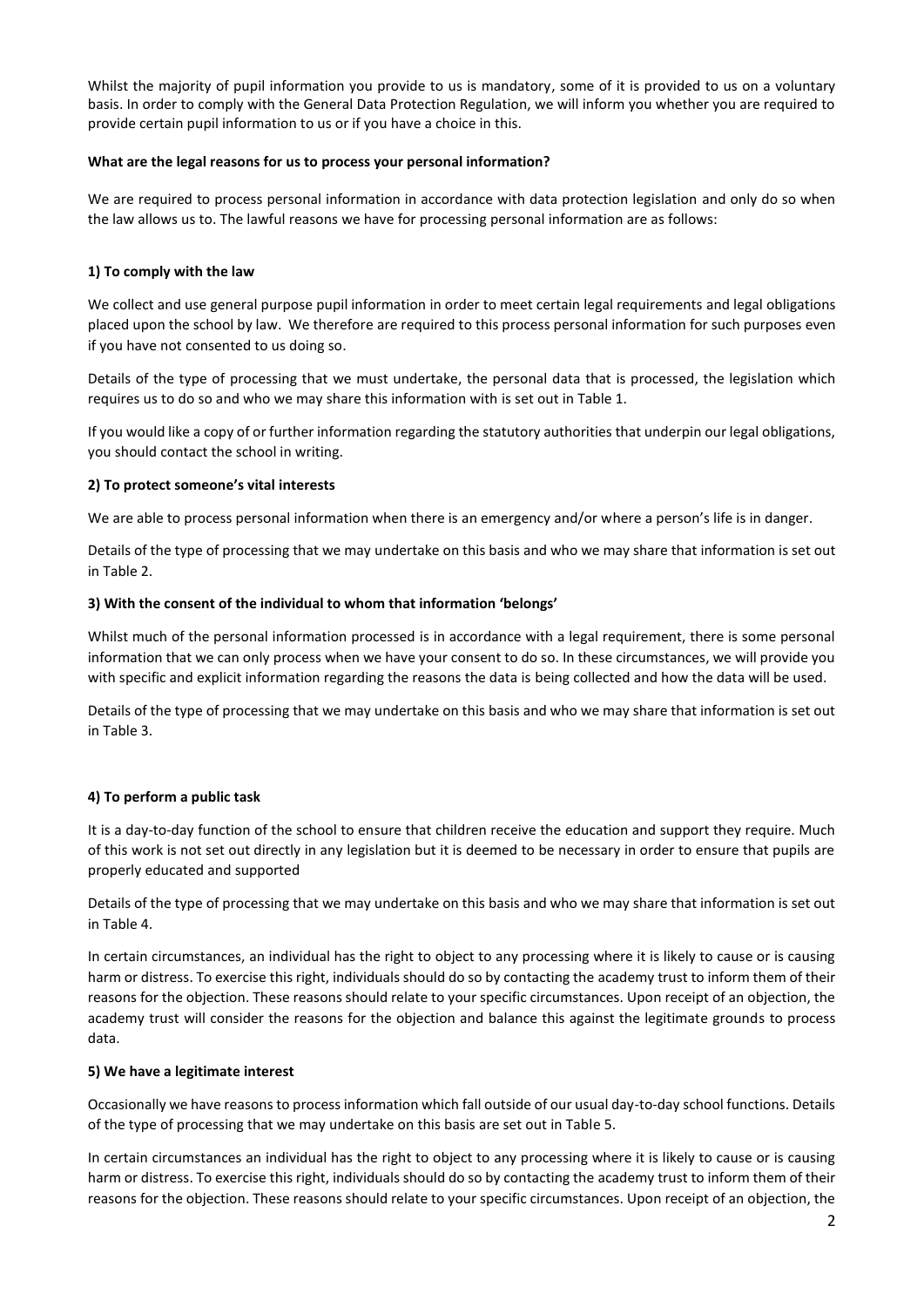Whilst the majority of pupil information you provide to us is mandatory, some of it is provided to us on a voluntary basis. In order to comply with the General Data Protection Regulation, we will inform you whether you are required to provide certain pupil information to us or if you have a choice in this.

**What are the legal reasons for us to process your personal information?**

We are required to process personal information in accordance with data protection legislation and only do so when the law allows us to. The lawful reasons we have for processing personal information are as follows:

**1) To comply with the law**

We collect and use general purpose pupil information in order to meet certain legal requirements and legal obligations placed upon the school by law. We therefore are required to this process personal information for such purposes even if you have not consented to us doing so.

Details of the type of processing that we must undertake, the personal data that is processed, the legislation which requires us to do so and who we may share this information with is set out in Table 1.

If you would like a copy of or further information regarding the statutory authorities that underpin our legal obligations, you should contact the school in writing.

**2) To protect someone's vital interests**

We are able to process personal information when there is an emergency and/or where a person's life is in danger.

Details of the type of processing that we may undertake on this basis and who we may share that information is set out in Table 2.

**3) With the consent of the individual to whom that information 'belongs'**

Whilst much of the personal information processed is in accordance with a legal requirement, there is some personal information that we can only process when we have your consent to do so. In these circumstances, we will provide you with specific and explicit information regarding the reasons the data is being collected and how the data will be used.

Details of the type of processing that we may undertake on this basis and who we may share that information is set out in Table 3.

**4) To perform a public task**

It is a day-to-day function of the school to ensure that children receive the education and support they require. Much of this work is not set out directly in any legislation but it is deemed to be necessary in order to ensure that pupils are properly educated and supported

Details of the type of processing that we may undertake on this basis and who we may share that information is set out in Table 4.

In certain circumstances, an individual has the right to object to any processing where it is likely to cause or is causing harm or distress. To exercise this right, individuals should do so by contacting the academy trust to inform them of their reasons for the objection. These reasons should relate to your specific circumstances. Upon receipt of an objection, the academy trust will consider the reasons for the objection and balance this against the legitimate grounds to process data.

**5) We have a legitimate interest**

Occasionally we have reasons to process information which fall outside of our usual day-to-day school functions. Details of the type of processing that we may undertake on this basis are set out in Table 5.

In certain circumstances an individual has the right to object to any processing where it is likely to cause or is causing harm or distress. To exercise this right, individuals should do so by contacting the academy trust to inform them of their reasons for the objection. These reasons should relate to your specific circumstances. Upon receipt of an objection, the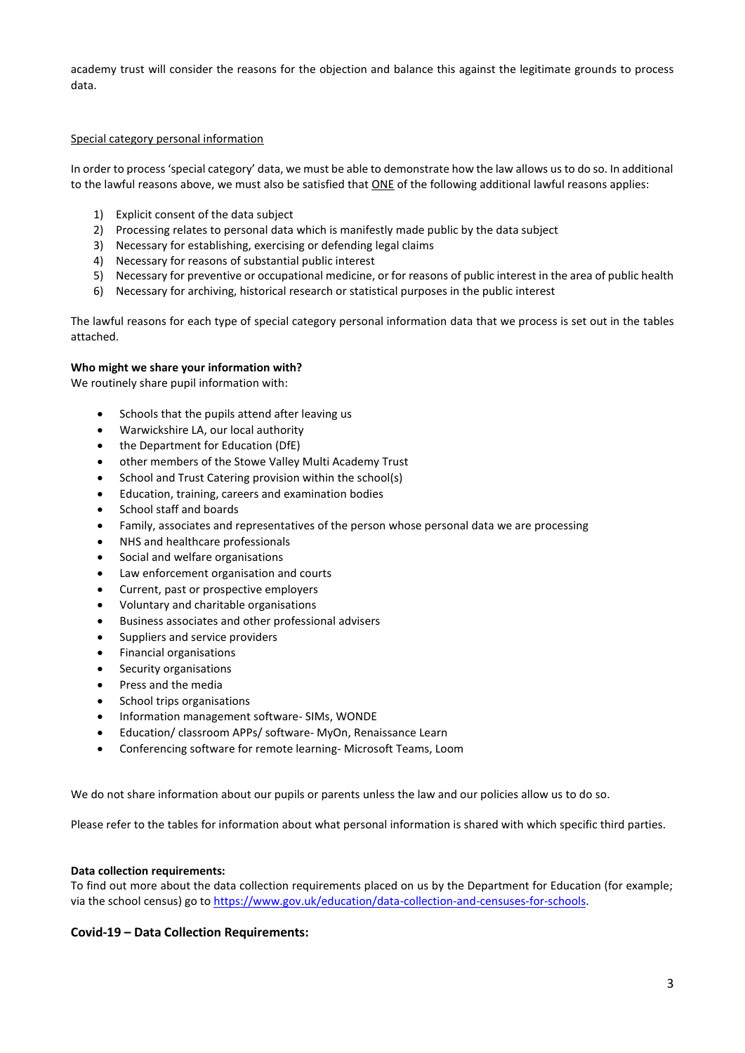academy trust will consider the reasons for the objection and balance this against the legitimate grounds to process data.

Special category personal information

In order to process 'special category' data, we must be able to demonstrate how the law allows us to do so. In additional to the lawful reasons above, we must also be satisfied that ONE of the following additional lawful reasons applies:

1) Explicit consent of the data subject
2) Processing relates to personal data which is manifestly made public by the data subject
3) Necessary for establishing, exercising or defending legal claims
4) Necessary for reasons of substantial public interest
5) Necessary for preventive or occupational medicine, or for reasons of public interest in the area of public health
6) Necessary for archiving, historical research or statistical purposes in the public interest

The lawful reasons for each type of special category personal information data that we process is set out in the tables attached.

**Who might we share your information with?**

We routinely share pupil information with:

- Schools that the pupils attend after leaving us
- Warwickshire LA, our local authority
- the Department for Education (DfE)
- other members of the Stowe Valley Multi Academy Trust
- School and Trust Catering provision within the school(s)
- Education, training, careers and examination bodies
- School staff and boards
- Family, associates and representatives of the person whose personal data we are processing
- NHS and healthcare professionals
- Social and welfare organisations
- Law enforcement organisation and courts
- Current, past or prospective employers
- Voluntary and charitable organisations
- Business associates and other professional advisers
- Suppliers and service providers
- Financial organisations
- Security organisations
- Press and the media
- School trips organisations
- Information management software- SIMs, WONDE
- Education/ classroom APPs/ software- MyOn, Renaissance Learn
- Conferencing software for remote learning- Microsoft Teams, Loom

We do not share information about our pupils or parents unless the law and our policies allow us to do so.

Please refer to the tables for information about what personal information is shared with which specific third parties.

**Data collection requirements:**

To find out more about the data collection requirements placed on us by the Department for Education (for example; via the school census) go to https://www.gov.uk/education/data-collection-and-censuses-for-schools.

**Covid-19 – Data Collection Requirements:**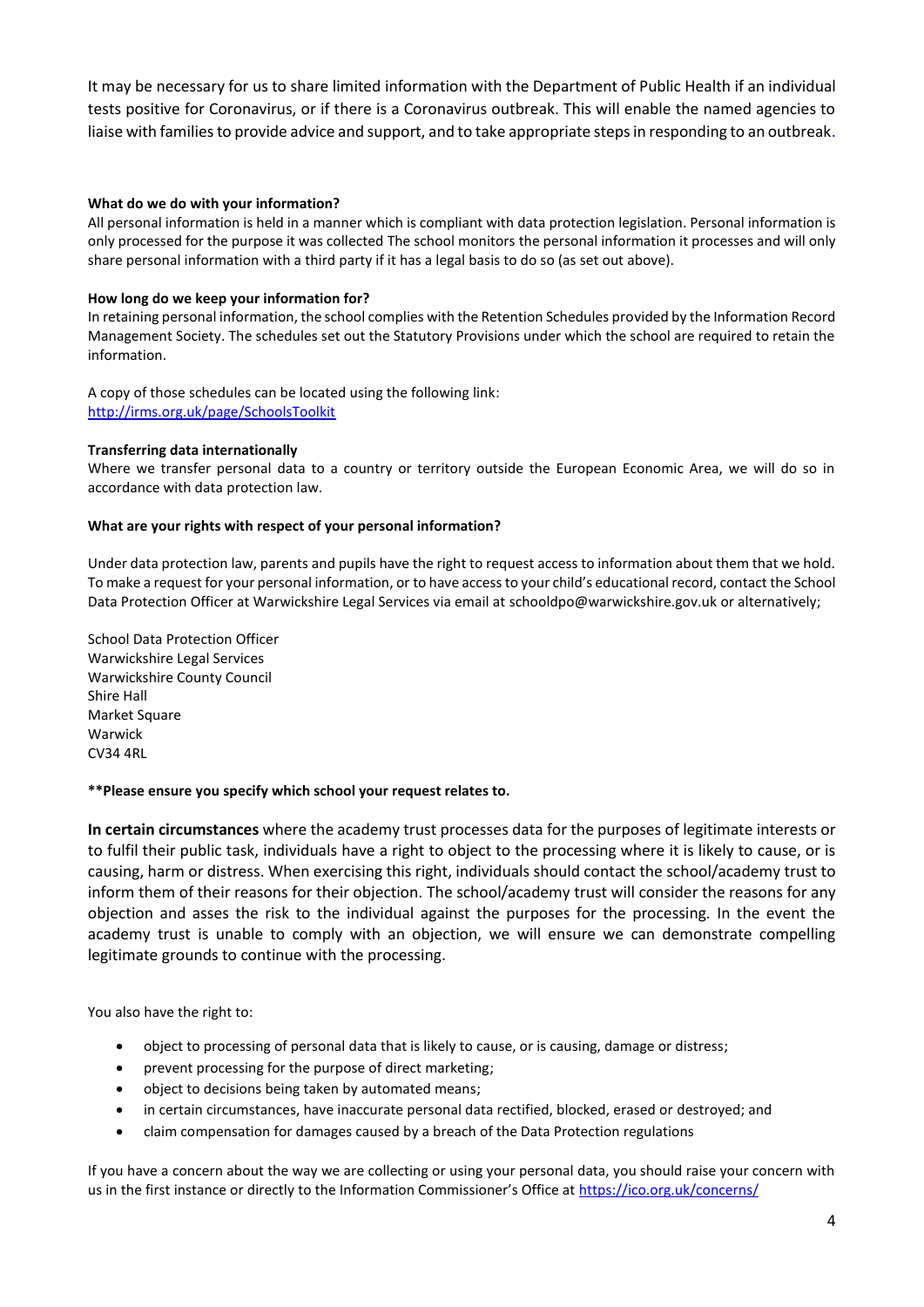It may be necessary for us to share limited information with the Department of Public Health if an individual tests positive for Coronavirus, or if there is a Coronavirus outbreak. This will enable the named agencies to liaise with families to provide advice and support, and to take appropriate steps in responding to an outbreak.

**What do we do with your information?**

All personal information is held in a manner which is compliant with data protection legislation. Personal information is only processed for the purpose it was collected The school monitors the personal information it processes and will only share personal information with a third party if it has a legal basis to do so (as set out above).

**How long do we keep your information for?**

In retaining personal information, the school complies with the Retention Schedules provided by the Information Record Management Society. The schedules set out the Statutory Provisions under which the school are required to retain the information.

A copy of those schedules can be located using the following link:
[http://irms.org.uk/page/SchoolsToolkit](http://irms.org.uk/page/SchoolsToolkit)

**Transferring data internationally**

Where we transfer personal data to a country or territory outside the European Economic Area, we will do so in accordance with data protection law.

**What are your rights with respect of your personal information?**

Under data protection law, parents and pupils have the right to request access to information about them that we hold. To make a request for your personal information, or to have access to your child's educational record, contact the School Data Protection Officer at Warwickshire Legal Services via email at schooldpo@warwickshire.gov.uk or alternatively;

School Data Protection Officer
Warwickshire Legal Services
Warwickshire County Council
Shire Hall
Market Square
Warwick
CV34 4RL

****Please ensure you specify which school your request relates to.**

**In certain circumstances** where the academy trust processes data for the purposes of legitimate interests or to fulfil their public task, individuals have a right to object to the processing where it is likely to cause, or is causing, harm or distress. When exercising this right, individuals should contact the school/academy trust to inform them of their reasons for their objection. The school/academy trust will consider the reasons for any objection and asses the risk to the individual against the purposes for the processing. In the event the academy trust is unable to comply with an objection, we will ensure we can demonstrate compelling legitimate grounds to continue with the processing.

You also have the right to:

- object to processing of personal data that is likely to cause, or is causing, damage or distress;
- prevent processing for the purpose of direct marketing;
- object to decisions being taken by automated means;
- in certain circumstances, have inaccurate personal data rectified, blocked, erased or destroyed; and
- claim compensation for damages caused by a breach of the Data Protection regulations

If you have a concern about the way we are collecting or using your personal data, you should raise your concern with us in the first instance or directly to the Information Commissioner's Office at [https://ico.org.uk/concerns/](https://ico.org.uk/concerns/)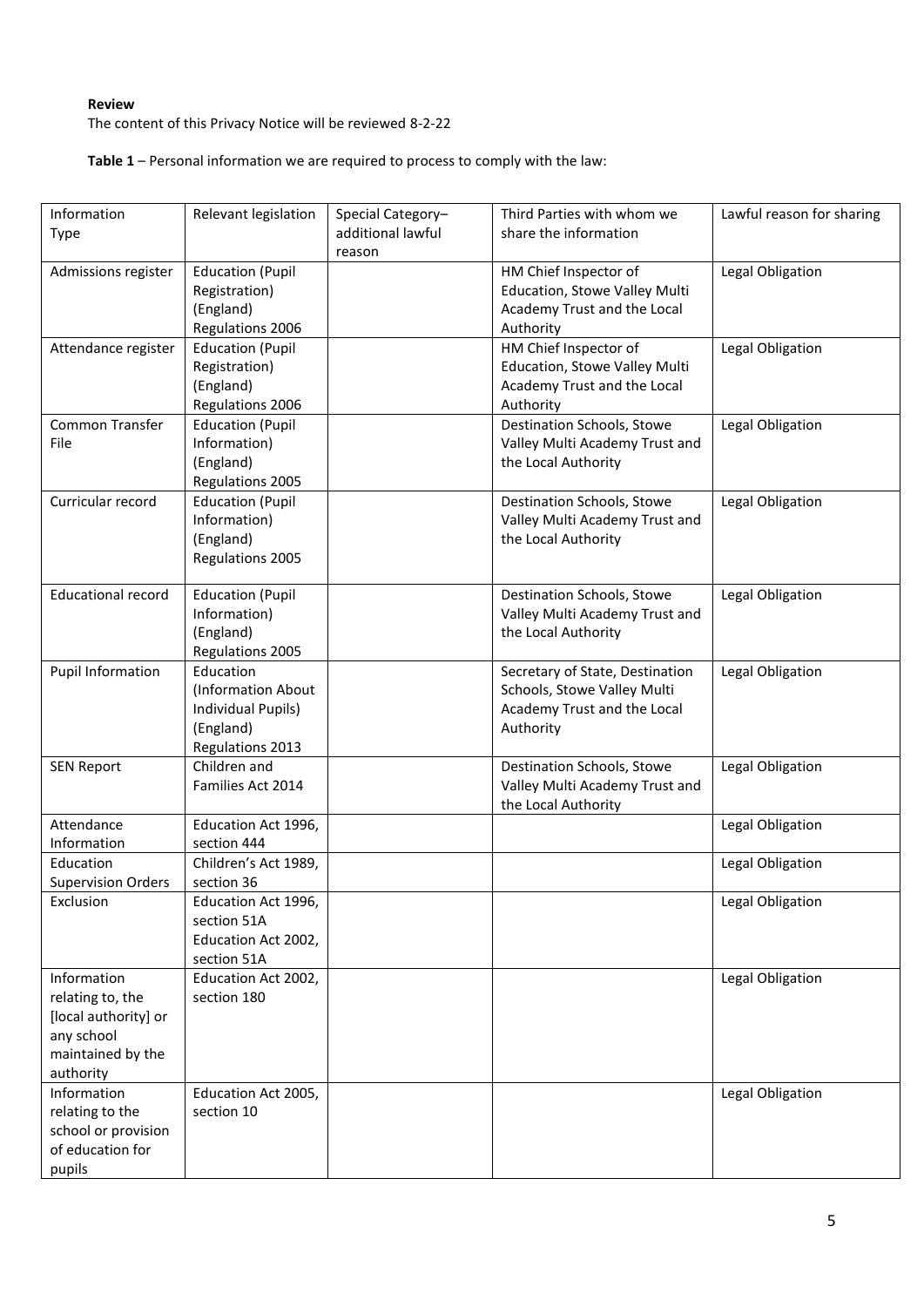**Review**

The content of this Privacy Notice will be reviewed 8-2-22

**Table 1** – Personal information we are required to process to comply with the law:

| Information Type | Relevant legislation | Special Category– additional lawful reason | Third Parties with whom we share the information | Lawful reason for sharing |
|---|---|---|---|---|
| Admissions register | Education (Pupil Registration) (England) Regulations 2006 | | HM Chief Inspector of Education, Stowe Valley Multi Academy Trust and the Local Authority | Legal Obligation |
| Attendance register | Education (Pupil Registration) (England) Regulations 2006 | | HM Chief Inspector of Education, Stowe Valley Multi Academy Trust and the Local Authority | Legal Obligation |
| Common Transfer File | Education (Pupil Information) (England) Regulations 2005 | | Destination Schools, Stowe Valley Multi Academy Trust and the Local Authority | Legal Obligation |
| Curricular record | Education (Pupil Information) (England) Regulations 2005 | | Destination Schools, Stowe Valley Multi Academy Trust and the Local Authority | Legal Obligation |
| Educational record | Education (Pupil Information) (England) Regulations 2005 | | Destination Schools, Stowe Valley Multi Academy Trust and the Local Authority | Legal Obligation |
| Pupil Information | Education (Information About Individual Pupils) (England) Regulations 2013 | | Secretary of State, Destination Schools, Stowe Valley Multi Academy Trust and the Local Authority | Legal Obligation |
| SEN Report | Children and Families Act 2014 | | Destination Schools, Stowe Valley Multi Academy Trust and the Local Authority | Legal Obligation |
| Attendance Information | Education Act 1996, section 444 | | | Legal Obligation |
| Education Supervision Orders | Children's Act 1989, section 36 | | | Legal Obligation |
| Exclusion | Education Act 1996, section 51A Education Act 2002, section 51A | | | Legal Obligation |
| Information relating to, the [local authority] or any school maintained by the authority | Education Act 2002, section 180 | | | Legal Obligation |
| Information relating to the school or provision of education for pupils | Education Act 2005, section 10 | | | Legal Obligation |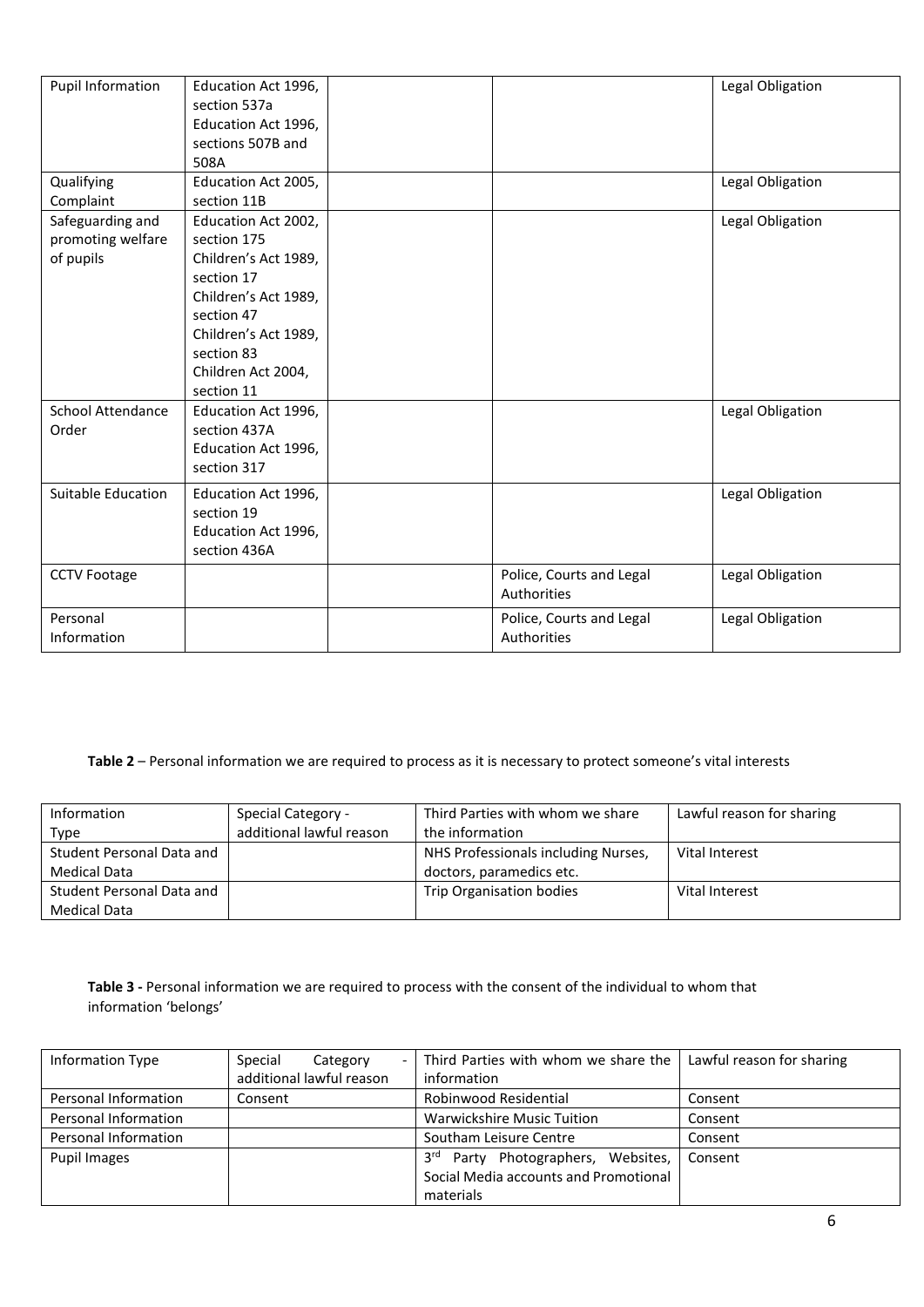| Pupil Information | Education Act 1996, section 537a Education Act 1996, sections 507B and 508A | | | Legal Obligation |
|---|---|---|---|---|
| Qualifying Complaint | Education Act 2005, section 11B | | | Legal Obligation |
| Safeguarding and promoting welfare of pupils | Education Act 2002, section 175 Children's Act 1989, section 17 Children's Act 1989, section 47 Children's Act 1989, section 83 Children Act 2004, section 11 | | | Legal Obligation |
| School Attendance Order | Education Act 1996, section 437A Education Act 1996, section 317 | | | Legal Obligation |
| Suitable Education | Education Act 1996, section 19 Education Act 1996, section 436A | | | Legal Obligation |
| CCTV Footage | | | Police, Courts and Legal Authorities | Legal Obligation |
| Personal Information | | | Police, Courts and Legal Authorities | Legal Obligation |

**Table 2** – Personal information we are required to process as it is necessary to protect someone's vital interests

| Information Type | Special Category - additional lawful reason | Third Parties with whom we share the information | Lawful reason for sharing |
|---|---|---|---|
| Student Personal Data and Medical Data | | NHS Professionals including Nurses, doctors, paramedics etc. | Vital Interest |
| Student Personal Data and Medical Data | | Trip Organisation bodies | Vital Interest |

**Table 3 -** Personal information we are required to process with the consent of the individual to whom that information 'belongs'

| Information Type | Special Category - additional lawful reason | Third Parties with whom we share the information | Lawful reason for sharing |
|---|---|---|---|
| Personal Information | Consent | Robinwood Residential | Consent |
| Personal Information | | Warwickshire Music Tuition | Consent |
| Personal Information | | Southam Leisure Centre | Consent |
| Pupil Images | | 3rd Party Photographers, Websites, Social Media accounts and Promotional materials | Consent |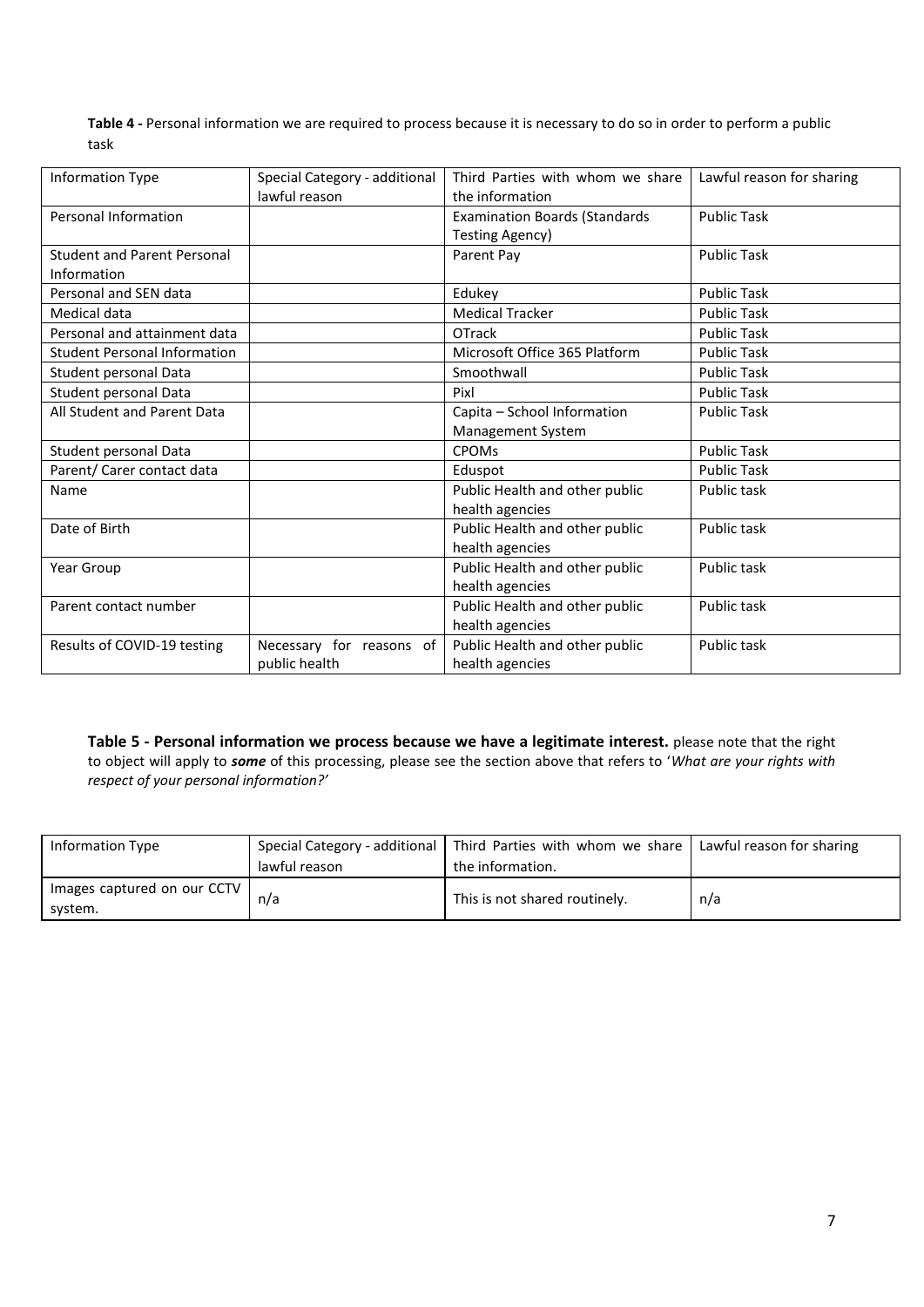**Table 4 -** Personal information we are required to process because it is necessary to do so in order to perform a public task

| Information Type | Special Category - additional lawful reason | Third Parties with whom we share the information | Lawful reason for sharing |
|---|---|---|---|
| Personal Information | | Examination Boards (Standards Testing Agency) | Public Task |
| Student and Parent Personal Information | | Parent Pay | Public Task |
| Personal and SEN data | | Edukey | Public Task |
| Medical data | | Medical Tracker | Public Task |
| Personal and attainment data | | OTrack | Public Task |
| Student Personal Information | | Microsoft Office 365 Platform | Public Task |
| Student personal Data | | Smoothwall | Public Task |
| Student personal Data | | Pixl | Public Task |
| All Student and Parent Data | | Capita – School Information Management System | Public Task |
| Student personal Data | | CPOMs | Public Task |
| Parent/ Carer contact data | | Eduspot | Public Task |
| Name | | Public Health and other public health agencies | Public task |
| Date of Birth | | Public Health and other public health agencies | Public task |
| Year Group | | Public Health and other public health agencies | Public task |
| Parent contact number | | Public Health and other public health agencies | Public task |
| Results of COVID-19 testing | Necessary for reasons of public health | Public Health and other public health agencies | Public task |

**Table 5 - Personal information we process because we have a legitimate interest.** please note that the right to object will apply to ***some*** of this processing, please see the section above that refers to '*What are your rights with respect of your personal information?*'

| Information Type | Special Category - additional lawful reason | Third Parties with whom we share the information. | Lawful reason for sharing |
|---|---|---|---|
| Images captured on our CCTV system. | n/a | This is not shared routinely. | n/a |